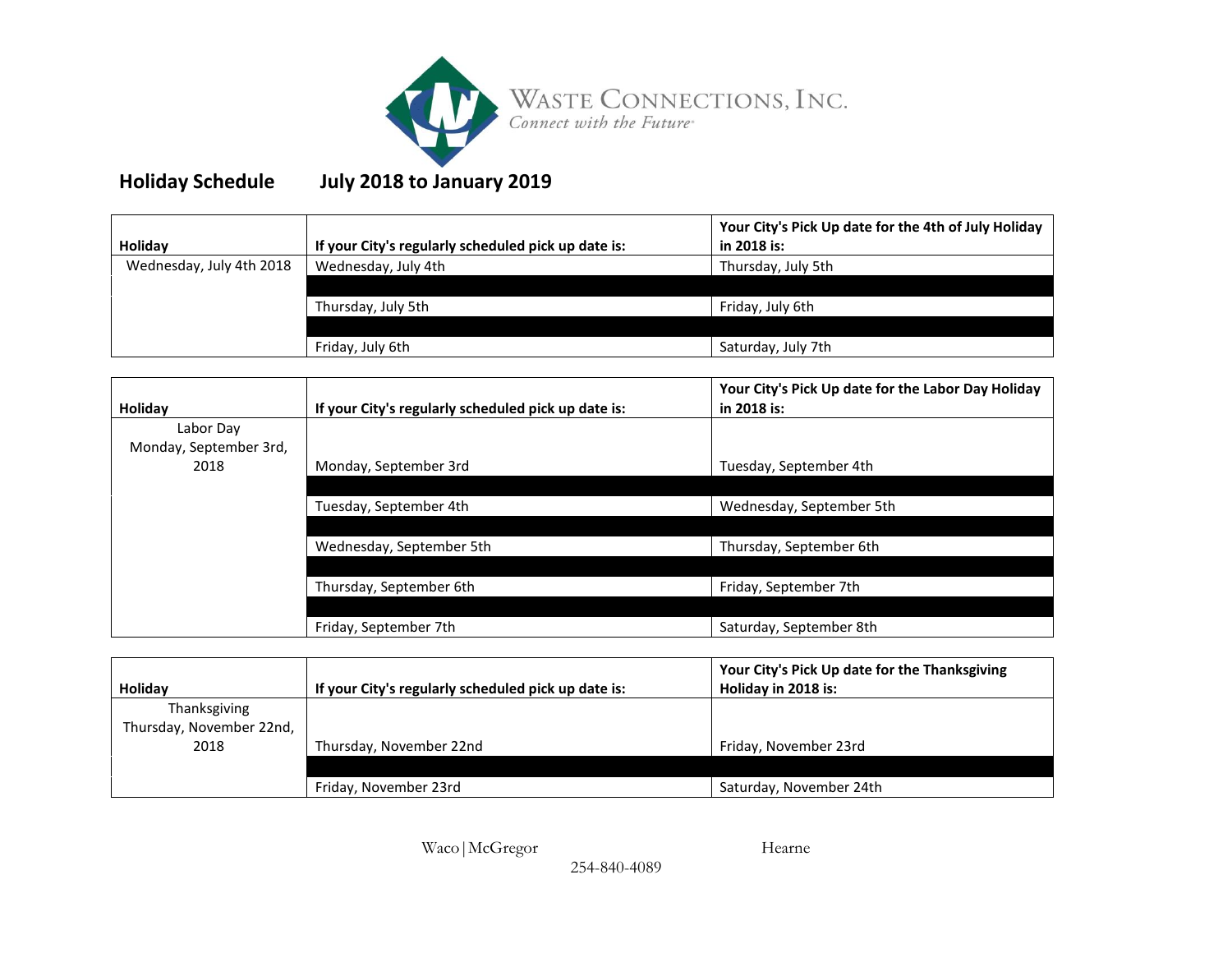WASTE CONNECTIONS, INC.
*Connect with the Future*

**Holiday Schedule July 2018 to January 2019**

| Holiday | If your City's regularly scheduled pick up date is: | Your City's Pick Up date for the 4th of July Holiday in 2018 is: |
|---|---|---|
| Wednesday, July 4th 2018 | Wednesday, July 4th | Thursday, July 5th |
| | Thursday, July 5th | Friday, July 6th |
| | Friday, July 6th | Saturday, July 7th |

| Holiday | If your City's regularly scheduled pick up date is: | Your City's Pick Up date for the Labor Day Holiday in 2018 is: |
|---|---|---|
| Labor Day Monday, September 3rd, 2018 | Monday, September 3rd | Tuesday, September 4th |
| | Tuesday, September 4th | Wednesday, September 5th |
| | Wednesday, September 5th | Thursday, September 6th |
| | Thursday, September 6th | Friday, September 7th |
| | Friday, September 7th | Saturday, September 8th |

| Holiday | If your City's regularly scheduled pick up date is: | Your City's Pick Up date for the Thanksgiving Holiday in 2018 is: |
|---|---|---|
| Thanksgiving Thursday, November 22nd, 2018 | Thursday, November 22nd | Friday, November 23rd |
| | Friday, November 23rd | Saturday, November 24th |

Waco | McGregor Hearne

254-840-4089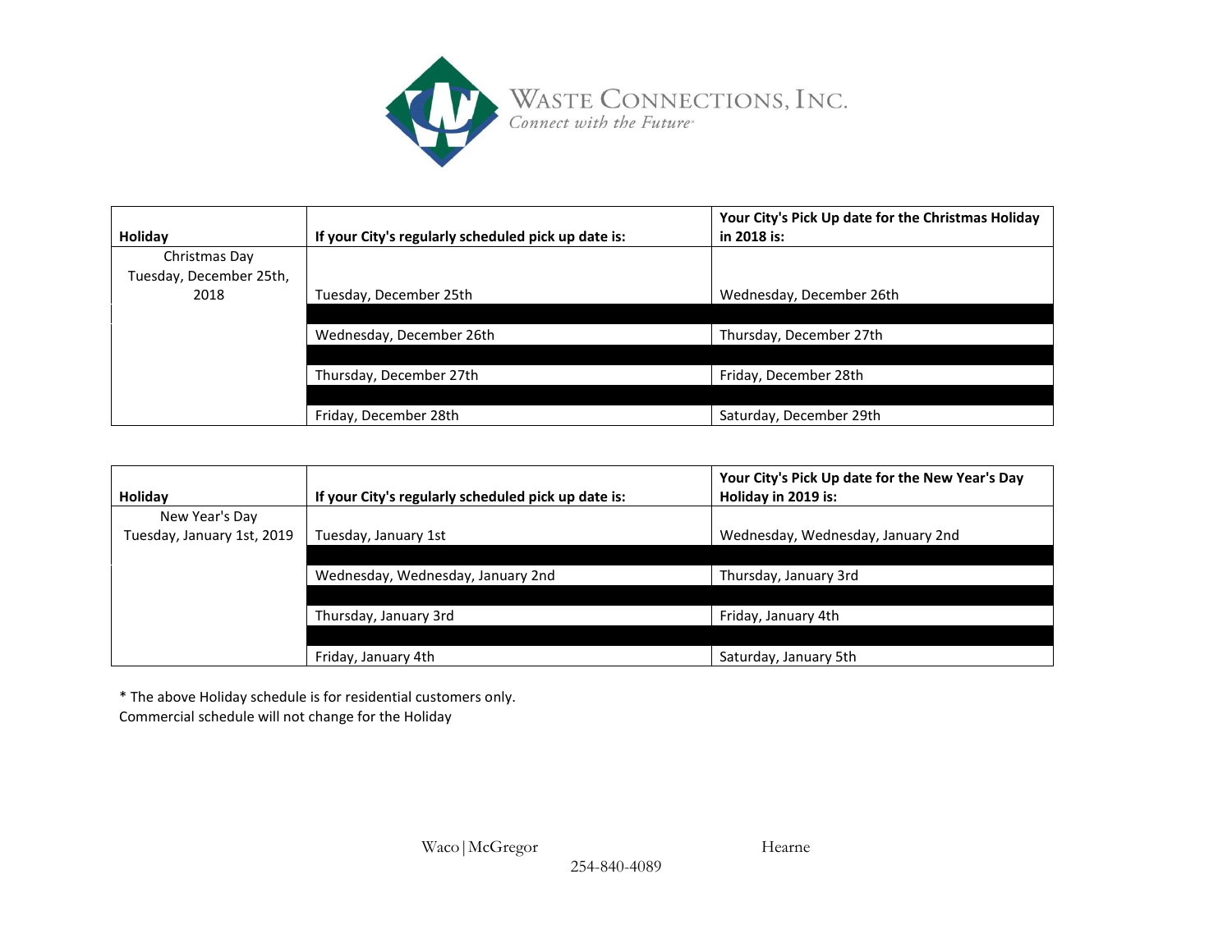WASTE CONNECTIONS, INC.
*Connect with the Future*

| Holiday | If your City's regularly scheduled pick up date is: | Your City's Pick Up date for the Christmas Holiday in 2018 is: |
|---|---|---|
| Christmas Day Tuesday, December 25th, 2018 | Tuesday, December 25th | Wednesday, December 26th |
| | Wednesday, December 26th | Thursday, December 27th |
| | Thursday, December 27th | Friday, December 28th |
| | Friday, December 28th | Saturday, December 29th |

| Holiday | If your City's regularly scheduled pick up date is: | Your City's Pick Up date for the New Year's Day Holiday in 2019 is: |
|---|---|---|
| New Year's Day Tuesday, January 1st, 2019 | Tuesday, January 1st | Wednesday, Wednesday, January 2nd |
| | Wednesday, Wednesday, January 2nd | Thursday, January 3rd |
| | Thursday, January 3rd | Friday, January 4th |
| | Friday, January 4th | Saturday, January 5th |

* The above Holiday schedule is for residential customers only.
Commercial schedule will not change for the Holiday

Waco | McGregor Hearne
254-840-4089